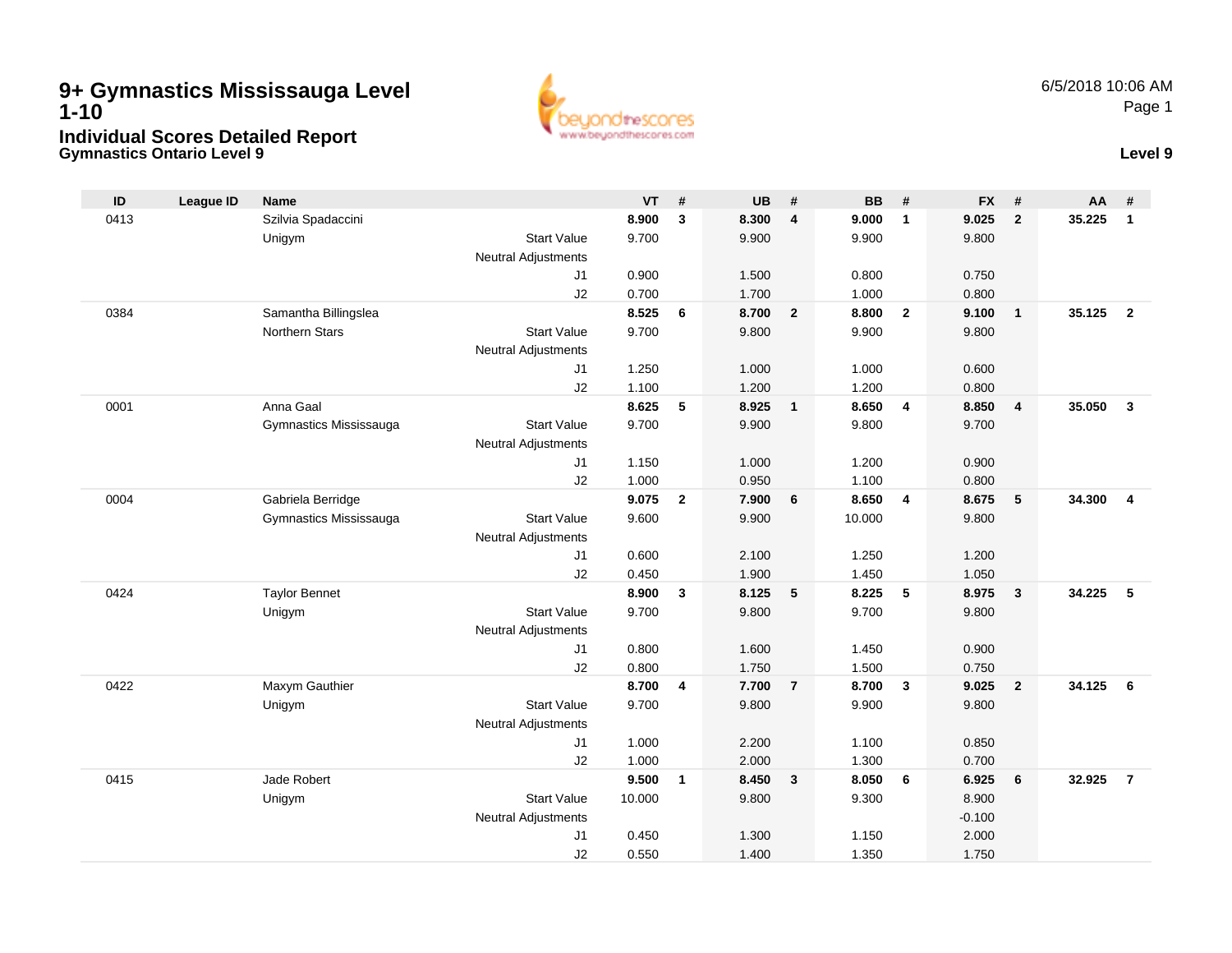# 9+ Gymnastics Mississauga Level 1-10

## Individual Scores Detailed Report

### Gymnastics Ontario Level 9

6/5/2018 10:06 AM

Level 9

| ID | League ID | Name | | VT | # | UB | # | BB | # | FX | # | AA | # |
|---|---|---|---|---|---|---|---|---|---|---|---|---|---|
| 0413 | | Szilvia Spadaccini | | **8.900** | **3** | **8.300** | **4** | **9.000** | **1** | **9.025** | **2** | **35.225** | **1** |
| | | Unigym | Start Value | 9.700 | | 9.900 | | 9.900 | | 9.800 | | | |
| | | | Neutral Adjustments | | | | | | | | | | |
| | | | J1 | 0.900 | | 1.500 | | 0.800 | | 0.750 | | | |
| | | | J2 | 0.700 | | 1.700 | | 1.000 | | 0.800 | | | |
| 0384 | | Samantha Billingslea | | **8.525** | **6** | **8.700** | **2** | **8.800** | **2** | **9.100** | **1** | **35.125** | **2** |
| | | Northern Stars | Start Value | 9.700 | | 9.800 | | 9.900 | | 9.800 | | | |
| | | | Neutral Adjustments | | | | | | | | | | |
| | | | J1 | 1.250 | | 1.000 | | 1.000 | | 0.600 | | | |
| | | | J2 | 1.100 | | 1.200 | | 1.200 | | 0.800 | | | |
| 0001 | | Anna Gaal | | **8.625** | **5** | **8.925** | **1** | **8.650** | **4** | **8.850** | **4** | **35.050** | **3** |
| | | Gymnastics Mississauga | Start Value | 9.700 | | 9.900 | | 9.800 | | 9.700 | | | |
| | | | Neutral Adjustments | | | | | | | | | | |
| | | | J1 | 1.150 | | 1.000 | | 1.200 | | 0.900 | | | |
| | | | J2 | 1.000 | | 0.950 | | 1.100 | | 0.800 | | | |
| 0004 | | Gabriela Berridge | | **9.075** | **2** | **7.900** | **6** | **8.650** | **4** | **8.675** | **5** | **34.300** | **4** |
| | | Gymnastics Mississauga | Start Value | 9.600 | | 9.900 | | 10.000 | | 9.800 | | | |
| | | | Neutral Adjustments | | | | | | | | | | |
| | | | J1 | 0.600 | | 2.100 | | 1.250 | | 1.200 | | | |
| | | | J2 | 0.450 | | 1.900 | | 1.450 | | 1.050 | | | |
| 0424 | | Taylor Bennet | | **8.900** | **3** | **8.125** | **5** | **8.225** | **5** | **8.975** | **3** | **34.225** | **5** |
| | | Unigym | Start Value | 9.700 | | 9.800 | | 9.700 | | 9.800 | | | |
| | | | Neutral Adjustments | | | | | | | | | | |
| | | | J1 | 0.800 | | 1.600 | | 1.450 | | 0.900 | | | |
| | | | J2 | 0.800 | | 1.750 | | 1.500 | | 0.750 | | | |
| 0422 | | Maxym Gauthier | | **8.700** | **4** | **7.700** | **7** | **8.700** | **3** | **9.025** | **2** | **34.125** | **6** |
| | | Unigym | Start Value | 9.700 | | 9.800 | | 9.900 | | 9.800 | | | |
| | | | Neutral Adjustments | | | | | | | | | | |
| | | | J1 | 1.000 | | 2.200 | | 1.100 | | 0.850 | | | |
| | | | J2 | 1.000 | | 2.000 | | 1.300 | | 0.700 | | | |
| 0415 | | Jade Robert | | **9.500** | **1** | **8.450** | **3** | **8.050** | **6** | **6.925** | **6** | **32.925** | **7** |
| | | Unigym | Start Value | 10.000 | | 9.800 | | 9.300 | | 8.900 | | | |
| | | | Neutral Adjustments | | | | | | | -0.100 | | | |
| | | | J1 | 0.450 | | 1.300 | | 1.150 | | 2.000 | | | |
| | | | J2 | 0.550 | | 1.400 | | 1.350 | | 1.750 | | | |